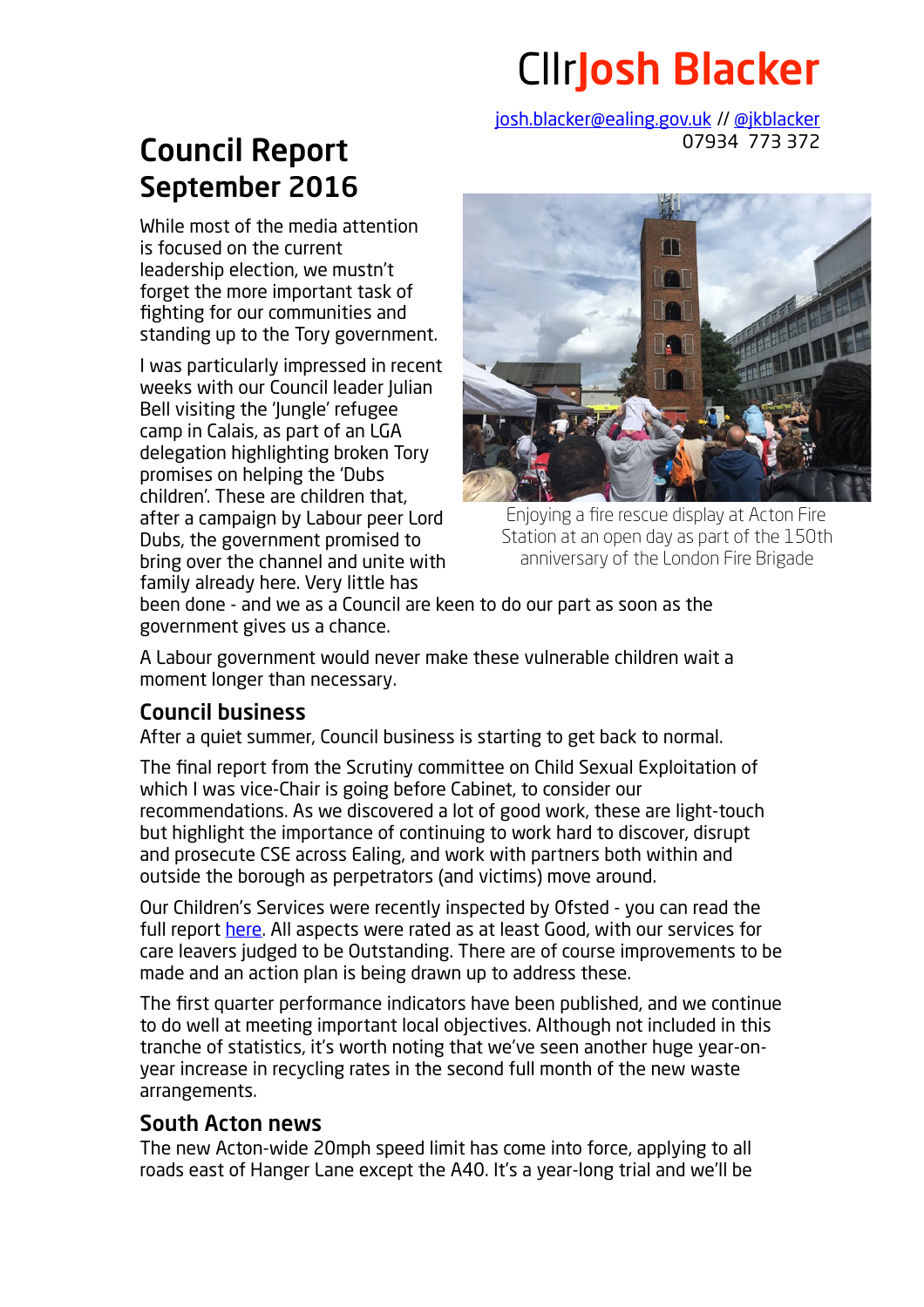# Cllr Josh Blacker

josh.blacker@ealing.gov.uk // @jkblacker
07934 773 372

## Council Report September 2016

While most of the media attention is focused on the current leadership election, we mustn't forget the more important task of fighting for our communities and standing up to the Tory government.

I was particularly impressed in recent weeks with our Council leader Julian Bell visiting the 'Jungle' refugee camp in Calais, as part of an LGA delegation highlighting broken Tory promises on helping the 'Dubs children'. These are children that, after a campaign by Labour peer Lord Dubs, the government promised to bring over the channel and unite with family already here. Very little has been done - and we as a Council are keen to do our part as soon as the government gives us a chance.

Enjoying a fire rescue display at Acton Fire Station at an open day as part of the 150th anniversary of the London Fire Brigade

A Labour government would never make these vulnerable children wait a moment longer than necessary.

### Council business

After a quiet summer, Council business is starting to get back to normal.

The final report from the Scrutiny committee on Child Sexual Exploitation of which I was vice-Chair is going before Cabinet, to consider our recommendations. As we discovered a lot of good work, these are light-touch but highlight the importance of continuing to work hard to discover, disrupt and prosecute CSE across Ealing, and work with partners both within and outside the borough as perpetrators (and victims) move around.

Our Children's Services were recently inspected by Ofsted - you can read the full report here. All aspects were rated as at least Good, with our services for care leavers judged to be Outstanding. There are of course improvements to be made and an action plan is being drawn up to address these.

The first quarter performance indicators have been published, and we continue to do well at meeting important local objectives. Although not included in this tranche of statistics, it's worth noting that we've seen another huge year-on-year increase in recycling rates in the second full month of the new waste arrangements.

### South Acton news

The new Acton-wide 20mph speed limit has come into force, applying to all roads east of Hanger Lane except the A40. It's a year-long trial and we'll be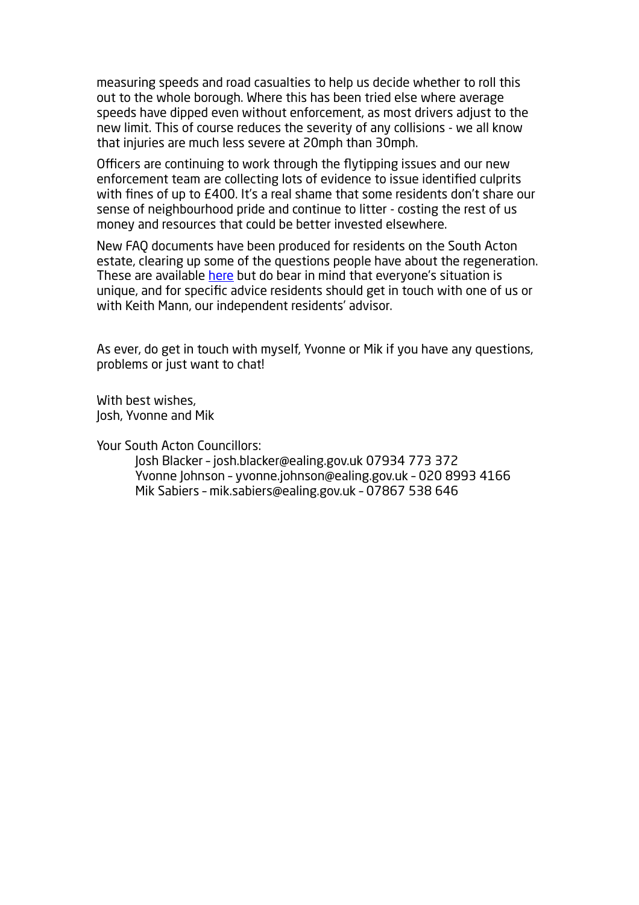measuring speeds and road casualties to help us decide whether to roll this out to the whole borough. Where this has been tried else where average speeds have dipped even without enforcement, as most drivers adjust to the new limit. This of course reduces the severity of any collisions - we all know that injuries are much less severe at 20mph than 30mph.

Officers are continuing to work through the flytipping issues and our new enforcement team are collecting lots of evidence to issue identified culprits with fines of up to £400. It's a real shame that some residents don't share our sense of neighbourhood pride and continue to litter - costing the rest of us money and resources that could be better invested elsewhere.

New FAQ documents have been produced for residents on the South Acton estate, clearing up some of the questions people have about the regeneration. These are available here but do bear in mind that everyone's situation is unique, and for specific advice residents should get in touch with one of us or with Keith Mann, our independent residents' advisor.

As ever, do get in touch with myself, Yvonne or Mik if you have any questions, problems or just want to chat!

With best wishes,
Josh, Yvonne and Mik

Your South Acton Councillors:

Josh Blacker – josh.blacker@ealing.gov.uk 07934 773 372
Yvonne Johnson – yvonne.johnson@ealing.gov.uk – 020 8993 4166
Mik Sabiers – mik.sabiers@ealing.gov.uk – 07867 538 646